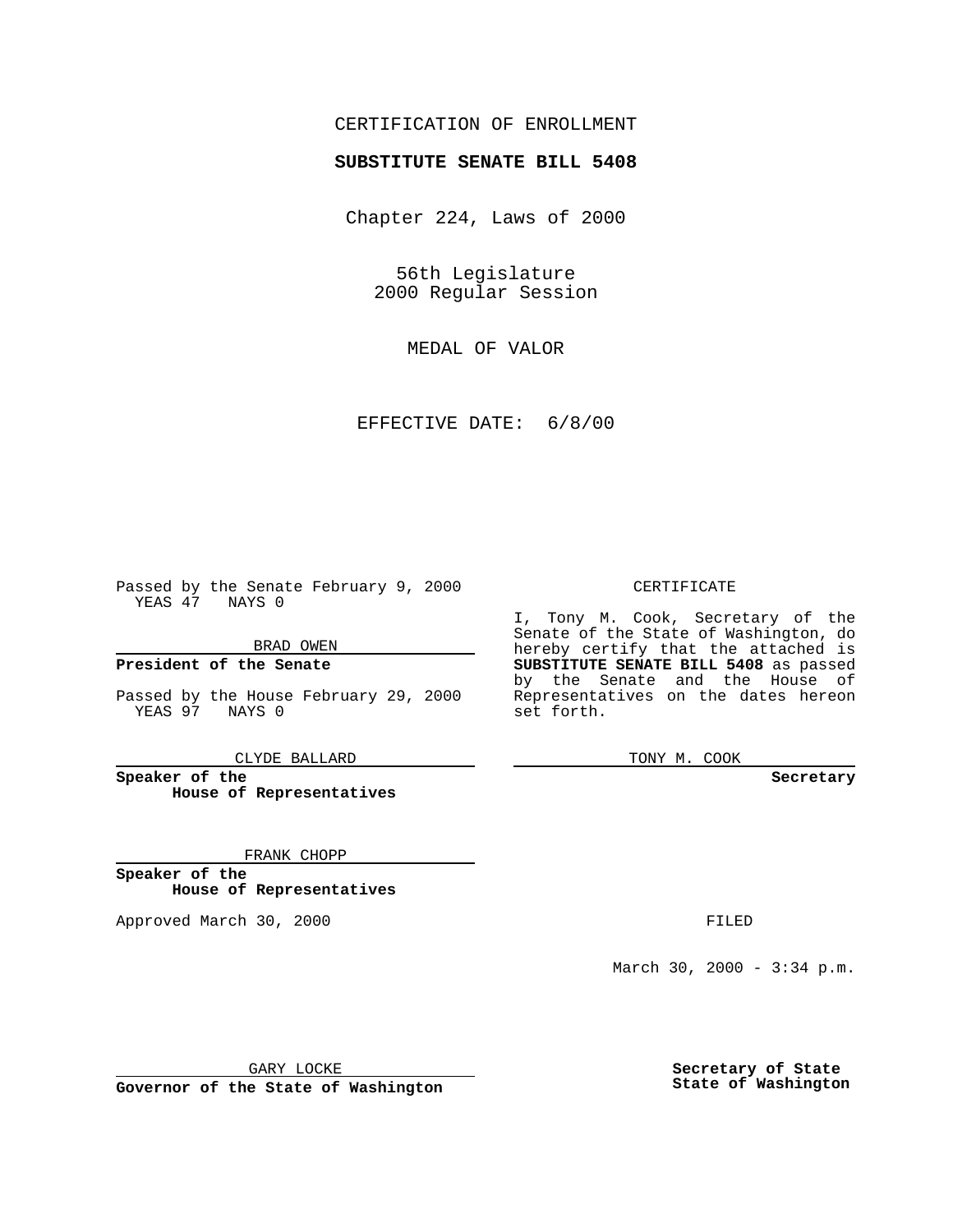CERTIFICATION OF ENROLLMENT

**SUBSTITUTE SENATE BILL 5408**

Chapter 224, Laws of 2000

56th Legislature
2000 Regular Session

MEDAL OF VALOR

EFFECTIVE DATE: 6/8/00

Passed by the Senate February 9, 2000
YEAS 47 NAYS 0

BRAD OWEN

**President of the Senate**

Passed by the House February 29, 2000
YEAS 97 NAYS 0

CLYDE BALLARD

**Speaker of the House of Representatives**

FRANK CHOPP

**Speaker of the House of Representatives**

Approved March 30, 2000

GARY LOCKE

**Governor of the State of Washington**

CERTIFICATE

I, Tony M. Cook, Secretary of the Senate of the State of Washington, do hereby certify that the attached is **SUBSTITUTE SENATE BILL 5408** as passed by the Senate and the House of Representatives on the dates hereon set forth.

TONY M. COOK

**Secretary**

FILED

March 30, 2000 - 3:34 p.m.

**Secretary of State**
**State of Washington**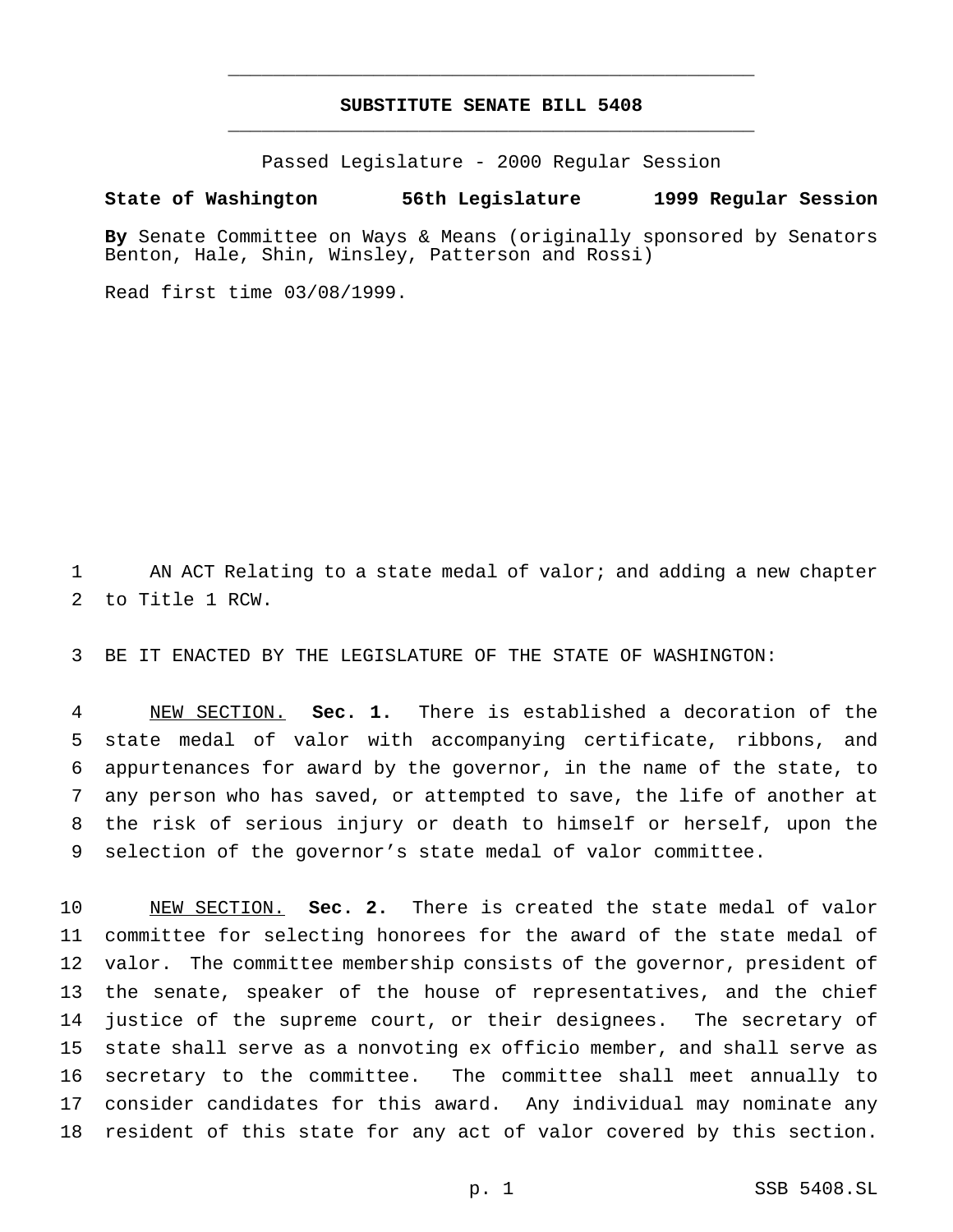# SUBSTITUTE SENATE BILL 5408

Passed Legislature - 2000 Regular Session

**State of Washington 56th Legislature 1999 Regular Session**

**By** Senate Committee on Ways & Means (originally sponsored by Senators Benton, Hale, Shin, Winsley, Patterson and Rossi)

Read first time 03/08/1999.

AN ACT Relating to a state medal of valor; and adding a new chapter to Title 1 RCW.

BE IT ENACTED BY THE LEGISLATURE OF THE STATE OF WASHINGTON:

NEW SECTION. **Sec. 1.** There is established a decoration of the state medal of valor with accompanying certificate, ribbons, and appurtenances for award by the governor, in the name of the state, to any person who has saved, or attempted to save, the life of another at the risk of serious injury or death to himself or herself, upon the selection of the governor's state medal of valor committee.

NEW SECTION. **Sec. 2.** There is created the state medal of valor committee for selecting honorees for the award of the state medal of valor. The committee membership consists of the governor, president of the senate, speaker of the house of representatives, and the chief justice of the supreme court, or their designees. The secretary of state shall serve as a nonvoting ex officio member, and shall serve as secretary to the committee. The committee shall meet annually to consider candidates for this award. Any individual may nominate any resident of this state for any act of valor covered by this section.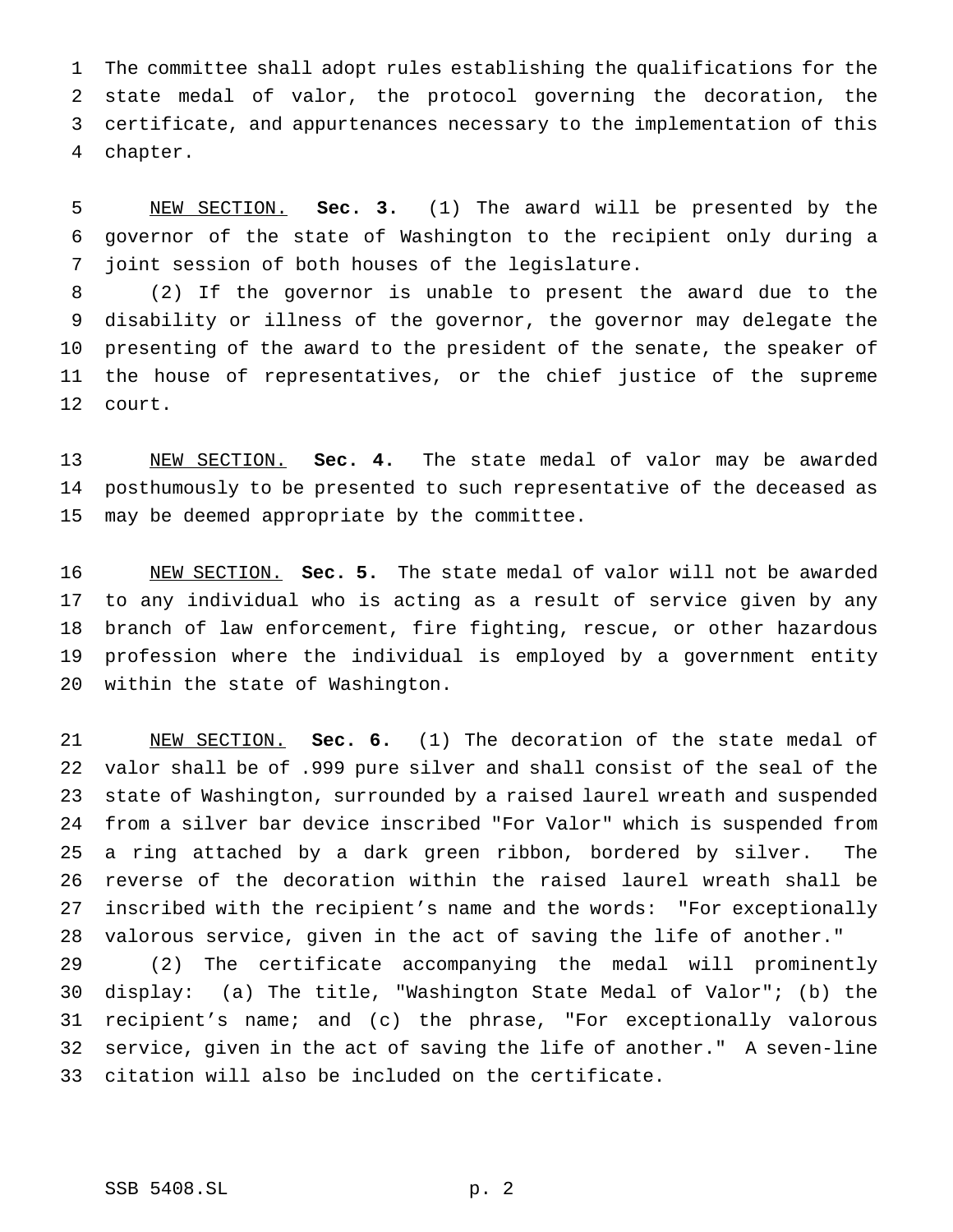The committee shall adopt rules establishing the qualifications for the state medal of valor, the protocol governing the decoration, the certificate, and appurtenances necessary to the implementation of this chapter.

NEW SECTION. **Sec. 3.** (1) The award will be presented by the governor of the state of Washington to the recipient only during a joint session of both houses of the legislature.

(2) If the governor is unable to present the award due to the disability or illness of the governor, the governor may delegate the presenting of the award to the president of the senate, the speaker of the house of representatives, or the chief justice of the supreme court.

NEW SECTION. **Sec. 4.** The state medal of valor may be awarded posthumously to be presented to such representative of the deceased as may be deemed appropriate by the committee.

NEW SECTION. **Sec. 5.** The state medal of valor will not be awarded to any individual who is acting as a result of service given by any branch of law enforcement, fire fighting, rescue, or other hazardous profession where the individual is employed by a government entity within the state of Washington.

NEW SECTION. **Sec. 6.** (1) The decoration of the state medal of valor shall be of .999 pure silver and shall consist of the seal of the state of Washington, surrounded by a raised laurel wreath and suspended from a silver bar device inscribed "For Valor" which is suspended from a ring attached by a dark green ribbon, bordered by silver. The reverse of the decoration within the raised laurel wreath shall be inscribed with the recipient's name and the words: "For exceptionally valorous service, given in the act of saving the life of another."

(2) The certificate accompanying the medal will prominently display: (a) The title, "Washington State Medal of Valor"; (b) the recipient's name; and (c) the phrase, "For exceptionally valorous service, given in the act of saving the life of another." A seven-line citation will also be included on the certificate.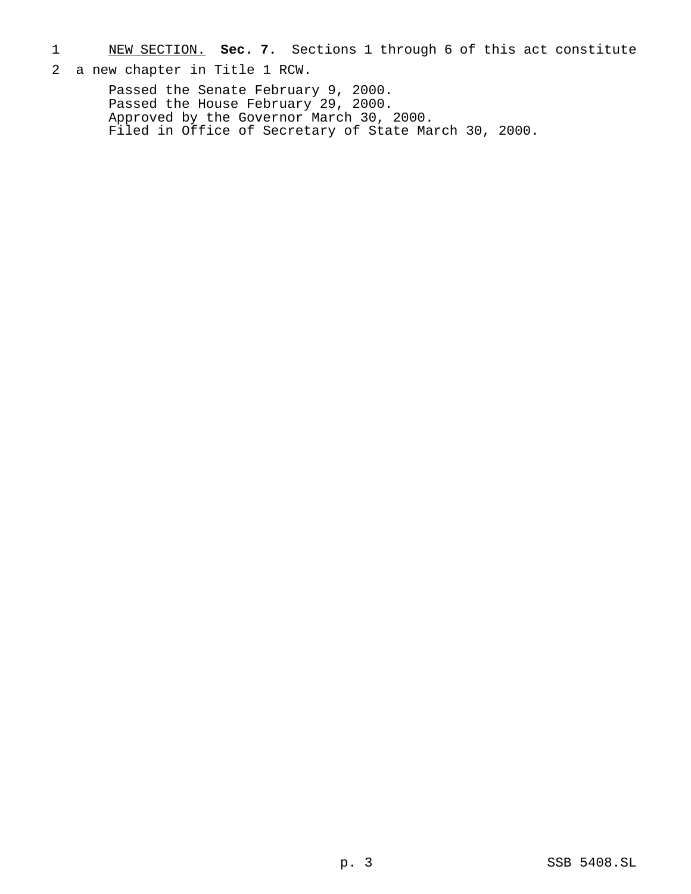NEW SECTION. **Sec. 7.** Sections 1 through 6 of this act constitute a new chapter in Title 1 RCW.

Passed the Senate February 9, 2000.
Passed the House February 29, 2000.
Approved by the Governor March 30, 2000.
Filed in Office of Secretary of State March 30, 2000.